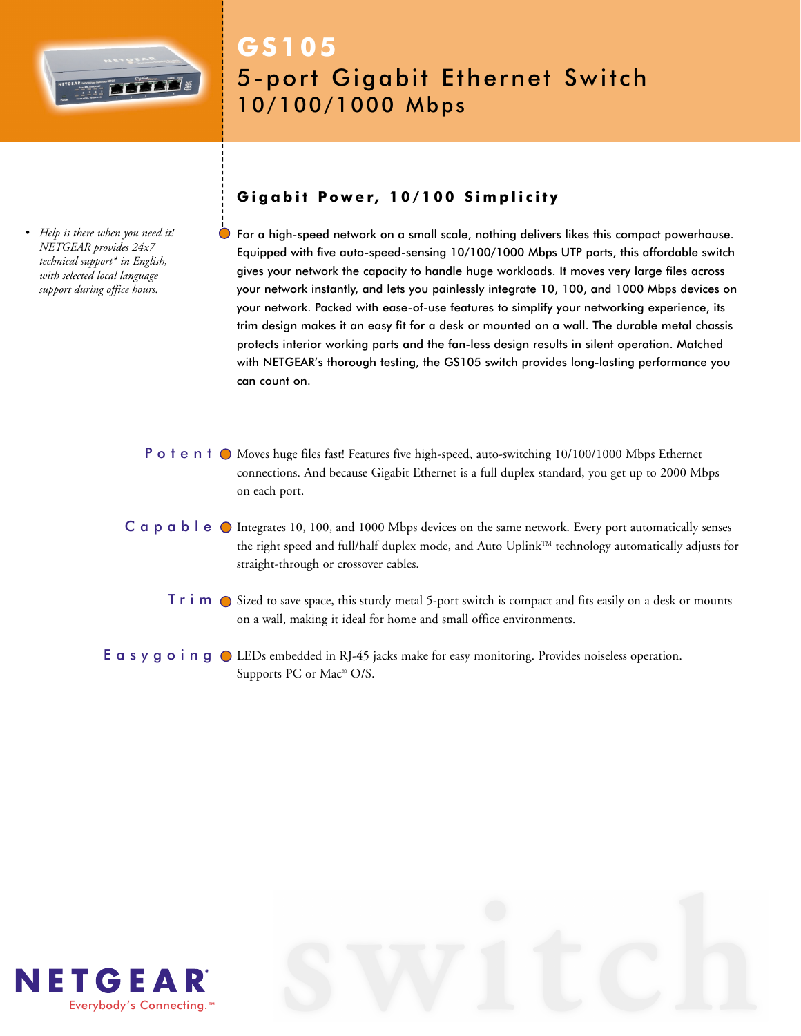# GS105

## 5-port Gigabit Ethernet Switch 10/100/1000 Mbps

- *Help is there when you need it! NETGEAR provides 24x7 technical support\* in English, with selected local language support during office hours.*

### Gigabit Power, 10/100 Simplicity

For a high-speed network on a small scale, nothing delivers likes this compact powerhouse. Equipped with five auto-speed-sensing 10/100/1000 Mbps UTP ports, this affordable switch gives your network the capacity to handle huge workloads. It moves very large files across your network instantly, and lets you painlessly integrate 10, 100, and 1000 Mbps devices on your network. Packed with ease-of-use features to simplify your networking experience, its trim design makes it an easy fit for a desk or mounted on a wall. The durable metal chassis protects interior working parts and the fan-less design results in silent operation. Matched with NETGEAR's thorough testing, the GS105 switch provides long-lasting performance you can count on.

**Potent** — Moves huge files fast! Features five high-speed, auto-switching 10/100/1000 Mbps Ethernet connections. And because Gigabit Ethernet is a full duplex standard, you get up to 2000 Mbps on each port.

**Capable** — Integrates 10, 100, and 1000 Mbps devices on the same network. Every port automatically senses the right speed and full/half duplex mode, and Auto Uplink™ technology automatically adjusts for straight-through or crossover cables.

**Trim** — Sized to save space, this sturdy metal 5-port switch is compact and fits easily on a desk or mounts on a wall, making it ideal for home and small office environments.

**Easygoing** — LEDs embedded in RJ-45 jacks make for easy monitoring. Provides noiseless operation. Supports PC or Mac® O/S.

NETGEAR®
Everybody's Connecting.™

switch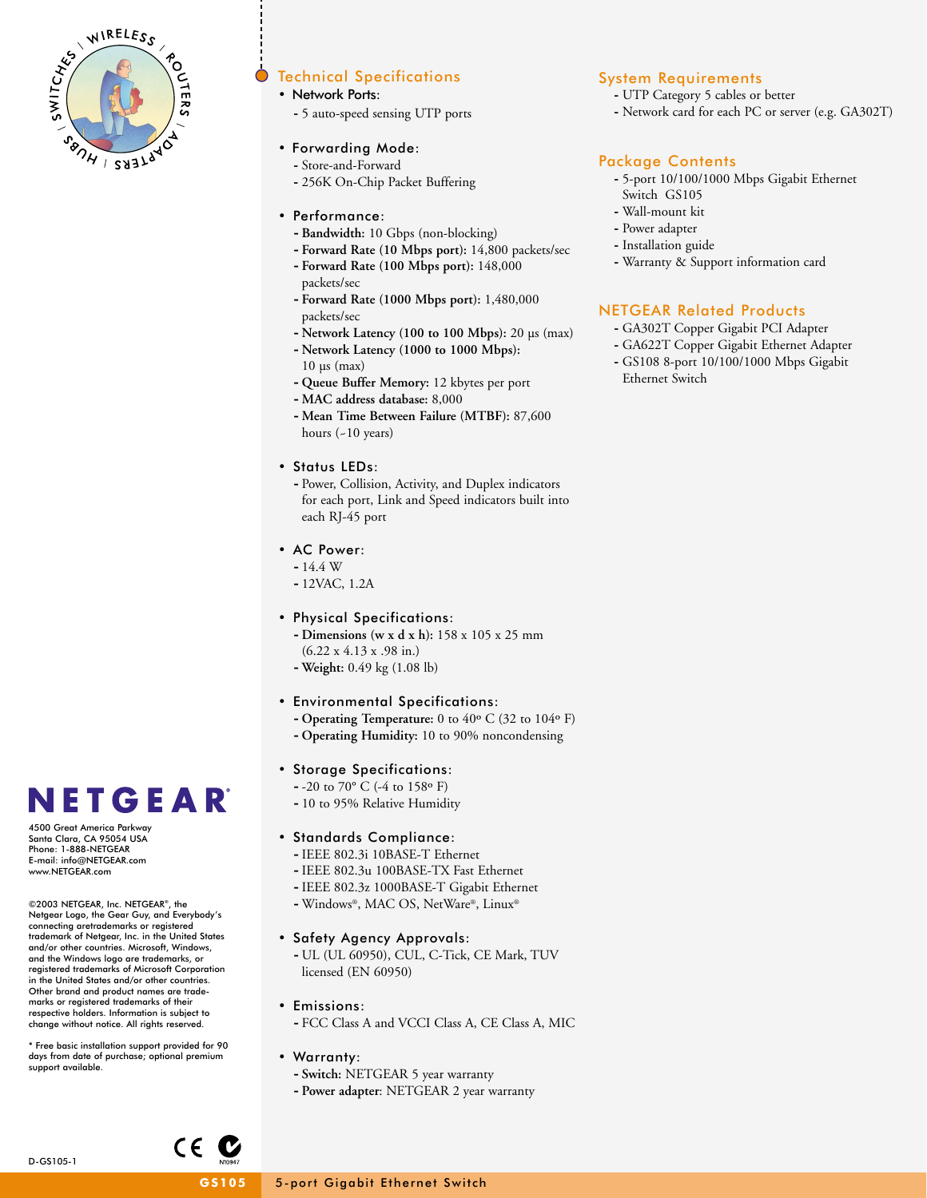## Technical Specifications

- **Network Ports:**
  - 5 auto-speed sensing UTP ports
- **Forwarding Mode:**
  - Store-and-Forward
  - 256K On-Chip Packet Buffering
- **Performance:**
  - **Bandwidth:** 10 Gbps (non-blocking)
  - **Forward Rate (10 Mbps port):** 14,800 packets/sec
  - **Forward Rate (100 Mbps port):** 148,000 packets/sec
  - **Forward Rate (1000 Mbps port):** 1,480,000 packets/sec
  - **Network Latency (100 to 100 Mbps):** 20 µs (max)
  - **Network Latency (1000 to 1000 Mbps):** 10 µs (max)
  - **Queue Buffer Memory:** 12 kbytes per port
  - **MAC address database:** 8,000
  - **Mean Time Between Failure (MTBF):** 87,600 hours (~10 years)
- **Status LEDs:**
  - Power, Collision, Activity, and Duplex indicators for each port, Link and Speed indicators built into each RJ-45 port
- **AC Power:**
  - 14.4 W
  - 12VAC, 1.2A
- **Physical Specifications:**
  - **Dimensions (w x d x h):** 158 x 105 x 25 mm (6.22 x 4.13 x .98 in.)
  - **Weight:** 0.49 kg (1.08 lb)
- **Environmental Specifications:**
  - **Operating Temperature:** 0 to 40º C (32 to 104º F)
  - **Operating Humidity:** 10 to 90% noncondensing
- **Storage Specifications:**
  - -20 to 70º C (-4 to 158º F)
  - 10 to 95% Relative Humidity
- **Standards Compliance:**
  - IEEE 802.3i 10BASE-T Ethernet
  - IEEE 802.3u 100BASE-TX Fast Ethernet
  - IEEE 802.3z 1000BASE-T Gigabit Ethernet
  - Windows®, MAC OS, NetWare®, Linux®
- **Safety Agency Approvals:**
  - UL (UL 60950), CUL, C-Tick, CE Mark, TUV licensed (EN 60950)
- **Emissions:**
  - FCC Class A and VCCI Class A, CE Class A, MIC
- **Warranty:**
  - **Switch:** NETGEAR 5 year warranty
  - **Power adapter:** NETGEAR 2 year warranty

## System Requirements

- UTP Category 5 cables or better
- Network card for each PC or server (e.g. GA302T)

## Package Contents

- 5-port 10/100/1000 Mbps Gigabit Ethernet Switch GS105
- Wall-mount kit
- Power adapter
- Installation guide
- Warranty & Support information card

## NETGEAR Related Products

- GA302T Copper Gigabit PCI Adapter
- GA622T Copper Gigabit Ethernet Adapter
- GS108 8-port 10/100/1000 Mbps Gigabit Ethernet Switch

NETGEAR®

4500 Great America Parkway
Santa Clara, CA 95054 USA
Phone: 1-888-NETGEAR
E-mail: info@NETGEAR.com
www.NETGEAR.com

©2003 NETGEAR, Inc. NETGEAR®, the Netgear Logo, the Gear Guy, and Everybody's connecting aretrademarks or registered trademark of Netgear, Inc. in the United States and/or other countries. Microsoft, Windows, and the Windows logo are trademarks, or registered trademarks of Microsoft Corporation in the United States and/or other countries. Other brand and product names are trademarks or registered trademarks of their respective holders. Information is subject to change without notice. All rights reserved.

* Free basic installation support provided for 90 days from date of purchase; optional premium support available.

D-GS105-1

N10947

GS105 5-port Gigabit Ethernet Switch